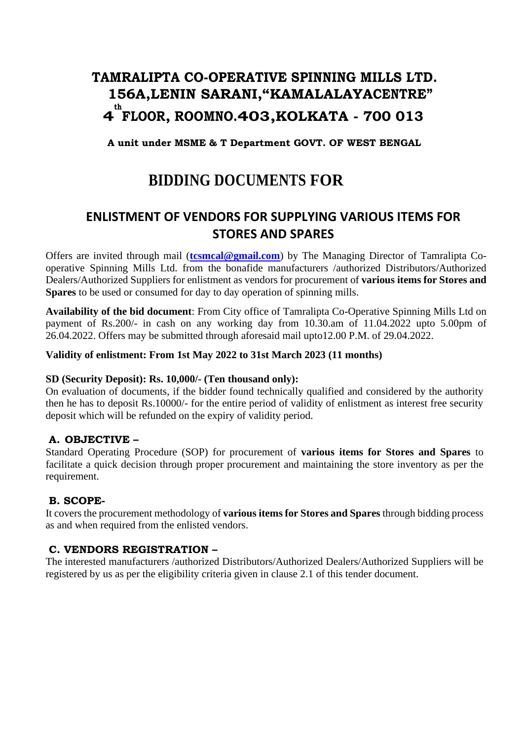# TAMRALIPTA CO-OPERATIVE SPINNING MILLS LTD.
# 156A,LENIN SARANI,"KAMALALAYACENTRE"
# 4th FLOOR, ROOMNO.403,KOLKATA - 700 013

**A unit under MSME & T Department GOVT. OF WEST BENGAL**

# BIDDING DOCUMENTS FOR

## ENLISTMENT OF VENDORS FOR SUPPLYING VARIOUS ITEMS FOR STORES AND SPARES

Offers are invited through mail (**tcsmcal@gmail.com**) by The Managing Director of Tamralipta Co-operative Spinning Mills Ltd. from the bonafide manufacturers /authorized Distributors/Authorized Dealers/Authorized Suppliers for enlistment as vendors for procurement of **various items for Stores and Spares** to be used or consumed for day to day operation of spinning mills.

**Availability of the bid document**: From City office of Tamralipta Co-Operative Spinning Mills Ltd on payment of Rs.200/- in cash on any working day from 10.30.am of 11.04.2022 upto 5.00pm of 26.04.2022. Offers may be submitted through aforesaid mail upto12.00 P.M. of 29.04.2022.

**Validity of enlistment: From 1st May 2022 to 31st March 2023 (11 months)**

**SD (Security Deposit): Rs. 10,000/- (Ten thousand only):**
On evaluation of documents, if the bidder found technically qualified and considered by the authority then he has to deposit Rs.10000/- for the entire period of validity of enlistment as interest free security deposit which will be refunded on the expiry of validity period.

### A. OBJECTIVE –

Standard Operating Procedure (SOP) for procurement of **various items for Stores and Spares** to facilitate a quick decision through proper procurement and maintaining the store inventory as per the requirement.

### B. SCOPE-

It covers the procurement methodology of **various items for Stores and Spares** through bidding process as and when required from the enlisted vendors.

### C. VENDORS REGISTRATION –

The interested manufacturers /authorized Distributors/Authorized Dealers/Authorized Suppliers will be registered by us as per the eligibility criteria given in clause 2.1 of this tender document.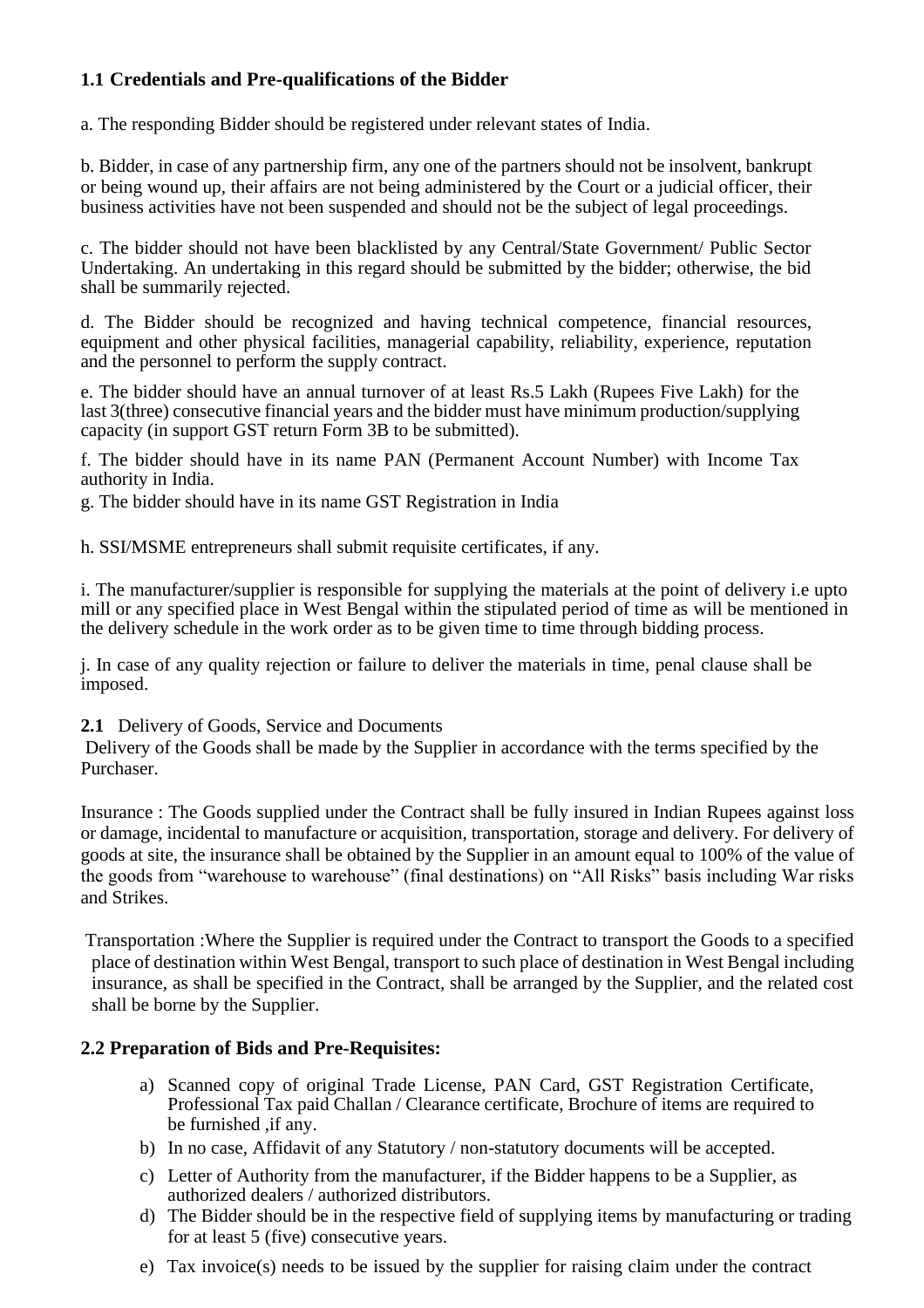### 1.1 Credentials and Pre-qualifications of the Bidder

a. The responding Bidder should be registered under relevant states of India.

b. Bidder, in case of any partnership firm, any one of the partners should not be insolvent, bankrupt or being wound up, their affairs are not being administered by the Court or a judicial officer, their business activities have not been suspended and should not be the subject of legal proceedings.

c. The bidder should not have been blacklisted by any Central/State Government/ Public Sector Undertaking. An undertaking in this regard should be submitted by the bidder; otherwise, the bid shall be summarily rejected.

d. The Bidder should be recognized and having technical competence, financial resources, equipment and other physical facilities, managerial capability, reliability, experience, reputation and the personnel to perform the supply contract.

e. The bidder should have an annual turnover of at least Rs.5 Lakh (Rupees Five Lakh) for the last 3(three) consecutive financial years and the bidder must have minimum production/supplying capacity (in support GST return Form 3B to be submitted).

f. The bidder should have in its name PAN (Permanent Account Number) with Income Tax authority in India.

g. The bidder should have in its name GST Registration in India

h. SSI/MSME entrepreneurs shall submit requisite certificates, if any.

i. The manufacturer/supplier is responsible for supplying the materials at the point of delivery i.e upto mill or any specified place in West Bengal within the stipulated period of time as will be mentioned in the delivery schedule in the work order as to be given time to time through bidding process.

j. In case of any quality rejection or failure to deliver the materials in time, penal clause shall be imposed.

**2.1** Delivery of Goods, Service and Documents

Delivery of the Goods shall be made by the Supplier in accordance with the terms specified by the Purchaser.

Insurance : The Goods supplied under the Contract shall be fully insured in Indian Rupees against loss or damage, incidental to manufacture or acquisition, transportation, storage and delivery. For delivery of goods at site, the insurance shall be obtained by the Supplier in an amount equal to 100% of the value of the goods from "warehouse to warehouse" (final destinations) on "All Risks" basis including War risks and Strikes.

Transportation :Where the Supplier is required under the Contract to transport the Goods to a specified place of destination within West Bengal, transport to such place of destination in West Bengal including insurance, as shall be specified in the Contract, shall be arranged by the Supplier, and the related cost shall be borne by the Supplier.

### 2.2 Preparation of Bids and Pre-Requisites:

a) Scanned copy of original Trade License, PAN Card, GST Registration Certificate, Professional Tax paid Challan / Clearance certificate, Brochure of items are required to be furnished ,if any.
b) In no case, Affidavit of any Statutory / non-statutory documents will be accepted.
c) Letter of Authority from the manufacturer, if the Bidder happens to be a Supplier, as authorized dealers / authorized distributors.
d) The Bidder should be in the respective field of supplying items by manufacturing or trading for at least 5 (five) consecutive years.
e) Tax invoice(s) needs to be issued by the supplier for raising claim under the contract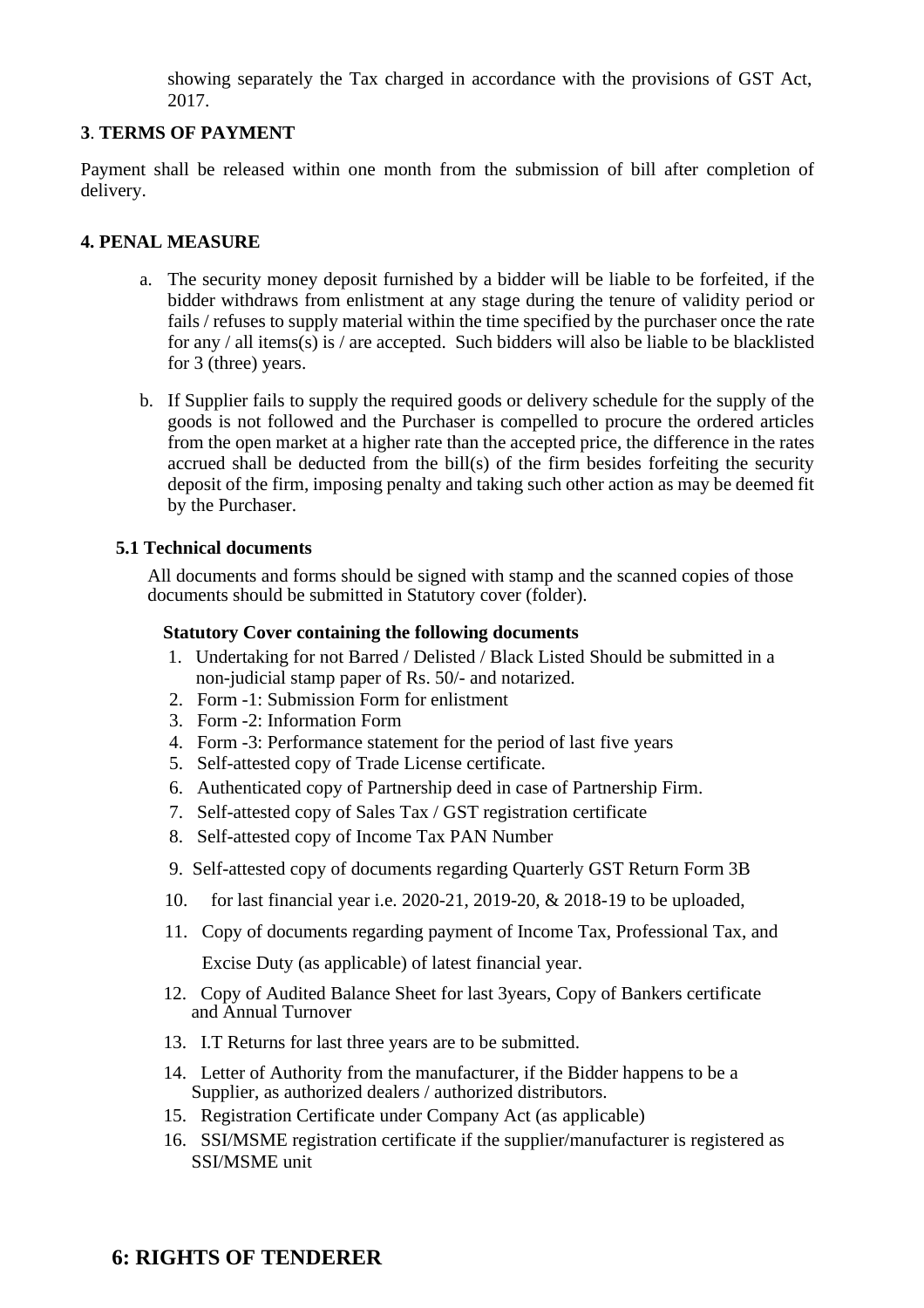showing separately the Tax charged in accordance with the provisions of GST Act, 2017.

**3**. **TERMS OF PAYMENT**

Payment shall be released within one month from the submission of bill after completion of delivery.

**4. PENAL MEASURE**

a. The security money deposit furnished by a bidder will be liable to be forfeited, if the bidder withdraws from enlistment at any stage during the tenure of validity period or fails / refuses to supply material within the time specified by the purchaser once the rate for any / all items(s) is / are accepted. Such bidders will also be liable to be blacklisted for 3 (three) years.

b. If Supplier fails to supply the required goods or delivery schedule for the supply of the goods is not followed and the Purchaser is compelled to procure the ordered articles from the open market at a higher rate than the accepted price, the difference in the rates accrued shall be deducted from the bill(s) of the firm besides forfeiting the security deposit of the firm, imposing penalty and taking such other action as may be deemed fit by the Purchaser.

**5.1 Technical documents**

All documents and forms should be signed with stamp and the scanned copies of those documents should be submitted in Statutory cover (folder).

**Statutory Cover containing the following documents**

1. Undertaking for not Barred / Delisted / Black Listed Should be submitted in a non-judicial stamp paper of Rs. 50/- and notarized.
2. Form -1: Submission Form for enlistment
3. Form -2: Information Form
4. Form -3: Performance statement for the period of last five years
5. Self-attested copy of Trade License certificate.
6. Authenticated copy of Partnership deed in case of Partnership Firm.
7. Self-attested copy of Sales Tax / GST registration certificate
8. Self-attested copy of Income Tax PAN Number
9. Self-attested copy of documents regarding Quarterly GST Return Form 3B
10. for last financial year i.e. 2020-21, 2019-20, & 2018-19 to be uploaded,
11. Copy of documents regarding payment of Income Tax, Professional Tax, and Excise Duty (as applicable) of latest financial year.
12. Copy of Audited Balance Sheet for last 3years, Copy of Bankers certificate and Annual Turnover
13. I.T Returns for last three years are to be submitted.
14. Letter of Authority from the manufacturer, if the Bidder happens to be a Supplier, as authorized dealers / authorized distributors.
15. Registration Certificate under Company Act (as applicable)
16. SSI/MSME registration certificate if the supplier/manufacturer is registered as SSI/MSME unit

## 6: RIGHTS OF TENDERER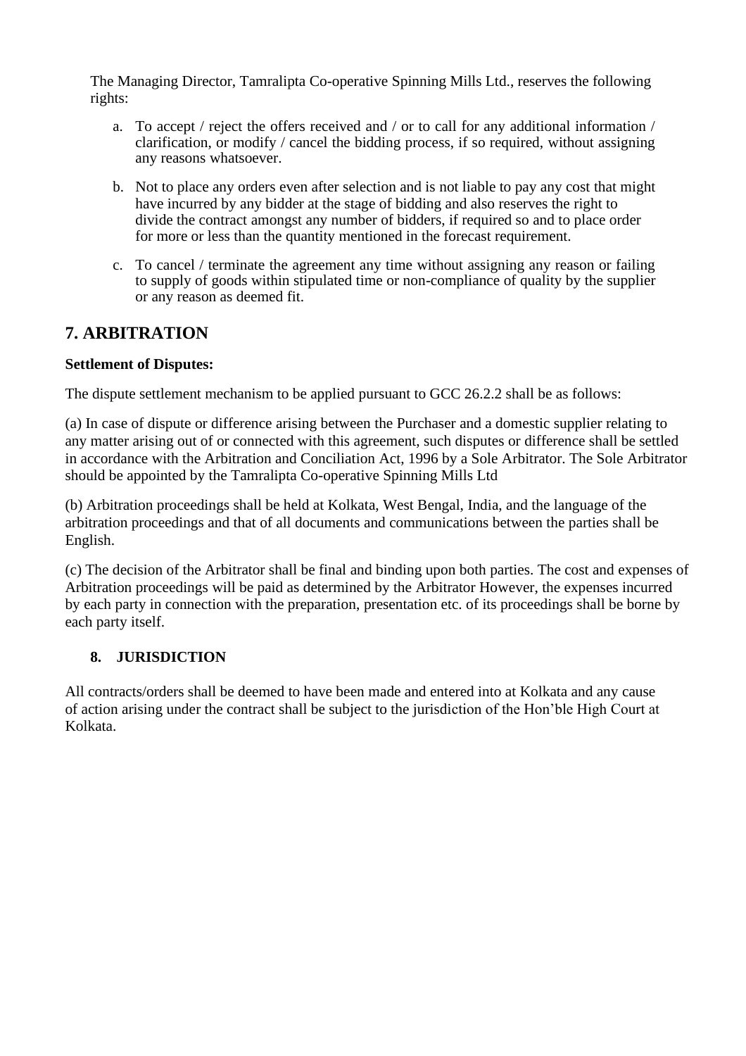The Managing Director, Tamralipta Co-operative Spinning Mills Ltd., reserves the following rights:

a. To accept / reject the offers received and / or to call for any additional information / clarification, or modify / cancel the bidding process, if so required, without assigning any reasons whatsoever.

b. Not to place any orders even after selection and is not liable to pay any cost that might have incurred by any bidder at the stage of bidding and also reserves the right to divide the contract amongst any number of bidders, if required so and to place order for more or less than the quantity mentioned in the forecast requirement.

c. To cancel / terminate the agreement any time without assigning any reason or failing to supply of goods within stipulated time or non-compliance of quality by the supplier or any reason as deemed fit.

## 7. ARBITRATION

**Settlement of Disputes:**

The dispute settlement mechanism to be applied pursuant to GCC 26.2.2 shall be as follows:

(a) In case of dispute or difference arising between the Purchaser and a domestic supplier relating to any matter arising out of or connected with this agreement, such disputes or difference shall be settled in accordance with the Arbitration and Conciliation Act, 1996 by a Sole Arbitrator. The Sole Arbitrator should be appointed by the Tamralipta Co-operative Spinning Mills Ltd

(b) Arbitration proceedings shall be held at Kolkata, West Bengal, India, and the language of the arbitration proceedings and that of all documents and communications between the parties shall be English.

(c) The decision of the Arbitrator shall be final and binding upon both parties. The cost and expenses of Arbitration proceedings will be paid as determined by the Arbitrator However, the expenses incurred by each party in connection with the preparation, presentation etc. of its proceedings shall be borne by each party itself.

**8. JURISDICTION**

All contracts/orders shall be deemed to have been made and entered into at Kolkata and any cause of action arising under the contract shall be subject to the jurisdiction of the Hon'ble High Court at Kolkata.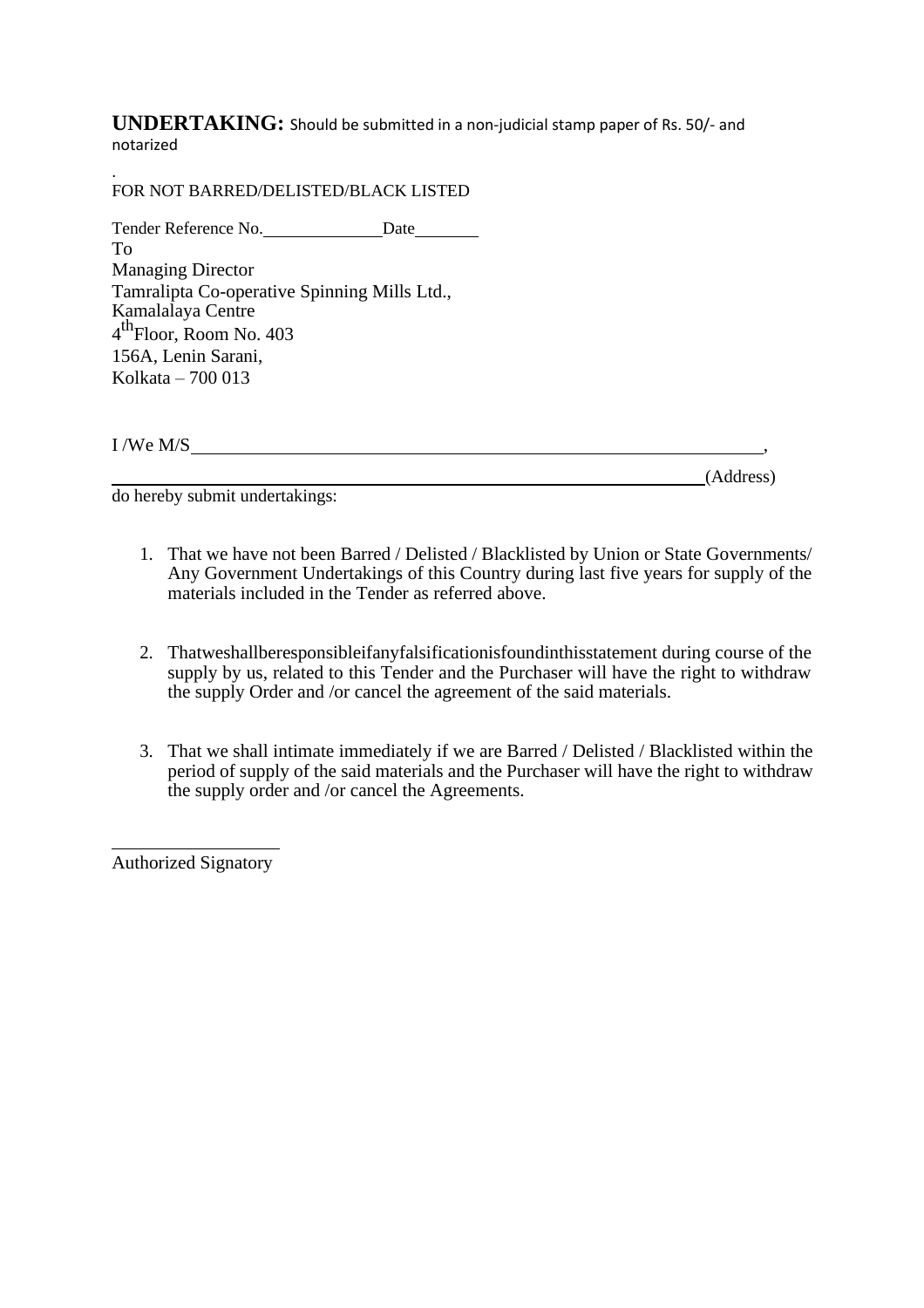**UNDERTAKING:** Should be submitted in a non-judicial stamp paper of Rs. 50/- and notarized

.

FOR NOT BARRED/DELISTED/BLACK LISTED

Tender Reference No.\_\_\_\_\_\_\_\_\_\_\_\_\_\_Date\_\_\_\_\_\_\_\_

To

Managing Director

Tamralipta Co-operative Spinning Mills Ltd.,

Kamalalaya Centre

4th Floor, Room No. 403

156A, Lenin Sarani,

Kolkata – 700 013

I /We M/S\_\_\_\_\_\_\_\_\_\_\_\_\_\_\_\_\_\_\_\_\_\_\_\_\_\_\_\_\_\_\_\_\_\_\_\_\_\_\_\_\_\_\_\_\_\_\_\_\_\_\_\_\_\_\_\_\_\_\_\_\_\_\_\_\_,

\_\_\_\_\_\_\_\_\_\_\_\_\_\_\_\_\_\_\_\_\_\_\_\_\_\_\_\_\_\_\_\_\_\_\_\_\_\_\_\_\_\_\_\_\_\_\_\_\_\_\_\_\_\_\_\_\_\_\_\_\_\_\_\_\_\_\_\_\_\_(Address)

do hereby submit undertakings:

1. That we have not been Barred / Delisted / Blacklisted by Union or State Governments/ Any Government Undertakings of this Country during last five years for supply of the materials included in the Tender as referred above.

2. Thatweshallberesponsibleifanyfalsificationisfoundinthisstatement during course of the supply by us, related to this Tender and the Purchaser will have the right to withdraw the supply Order and /or cancel the agreement of the said materials.

3. That we shall intimate immediately if we are Barred / Delisted / Blacklisted within the period of supply of the said materials and the Purchaser will have the right to withdraw the supply order and /or cancel the Agreements.

\_\_\_\_\_\_\_\_\_\_\_\_\_\_\_\_\_\_\_\_

Authorized Signatory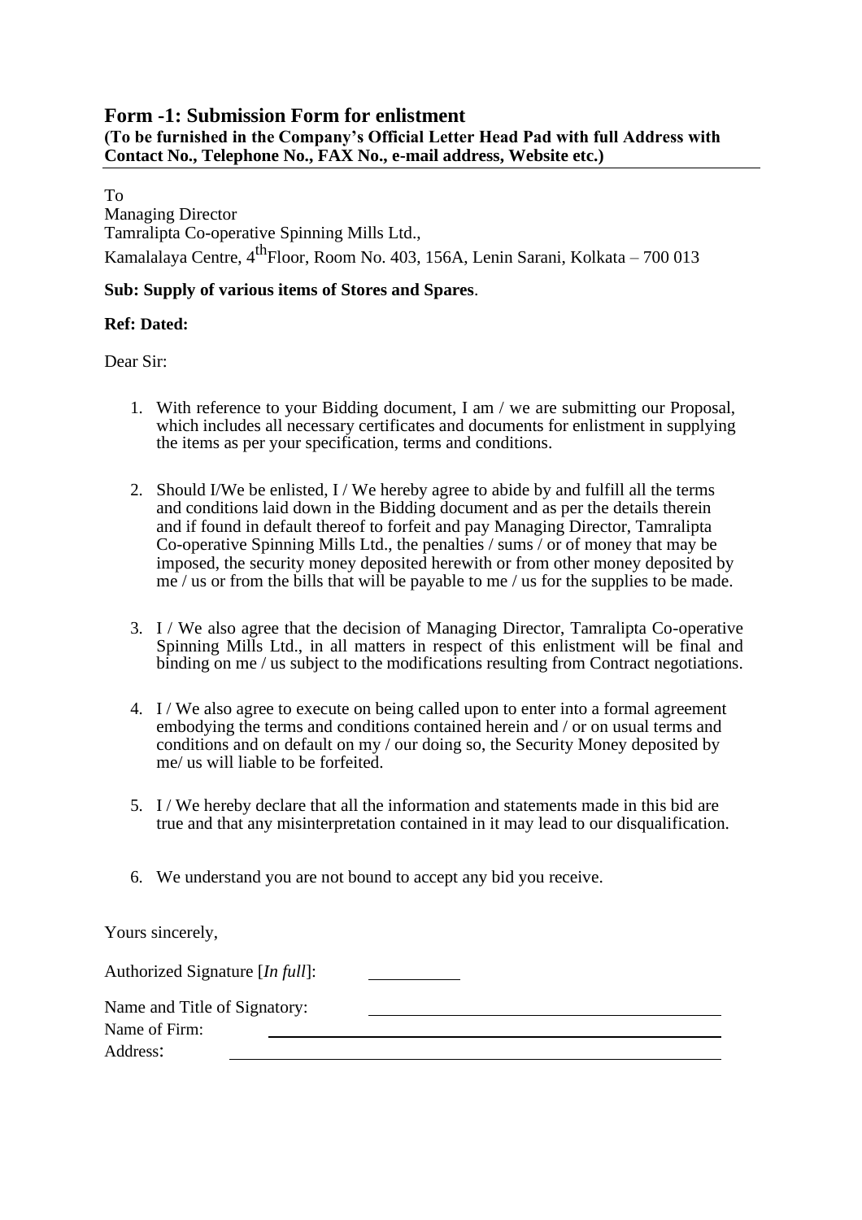## Form -1: Submission Form for enlistment

**(To be furnished in the Company's Official Letter Head Pad with full Address with Contact No., Telephone No., FAX No., e-mail address, Website etc.)**

To
Managing Director
Tamralipta Co-operative Spinning Mills Ltd.,
Kamalalaya Centre, 4th Floor, Room No. 403, 156A, Lenin Sarani, Kolkata – 700 013

**Sub: Supply of various items of Stores and Spares**.

**Ref: Dated:**

Dear Sir:

1. With reference to your Bidding document, I am / we are submitting our Proposal, which includes all necessary certificates and documents for enlistment in supplying the items as per your specification, terms and conditions.

2. Should I/We be enlisted, I / We hereby agree to abide by and fulfill all the terms and conditions laid down in the Bidding document and as per the details therein and if found in default thereof to forfeit and pay Managing Director, Tamralipta Co-operative Spinning Mills Ltd., the penalties / sums / or of money that may be imposed, the security money deposited herewith or from other money deposited by me / us or from the bills that will be payable to me / us for the supplies to be made.

3. I / We also agree that the decision of Managing Director, Tamralipta Co-operative Spinning Mills Ltd., in all matters in respect of this enlistment will be final and binding on me / us subject to the modifications resulting from Contract negotiations.

4. I / We also agree to execute on being called upon to enter into a formal agreement embodying the terms and conditions contained herein and / or on usual terms and conditions and on default on my / our doing so, the Security Money deposited by me/ us will liable to be forfeited.

5. I / We hereby declare that all the information and statements made in this bid are true and that any misinterpretation contained in it may lead to our disqualification.

6. We understand you are not bound to accept any bid you receive.

Yours sincerely,

Authorized Signature [*In full*]: ___________

Name and Title of Signatory: ___________________________________________

Name of Firm: ___________________________________________________

Address: _______________________________________________________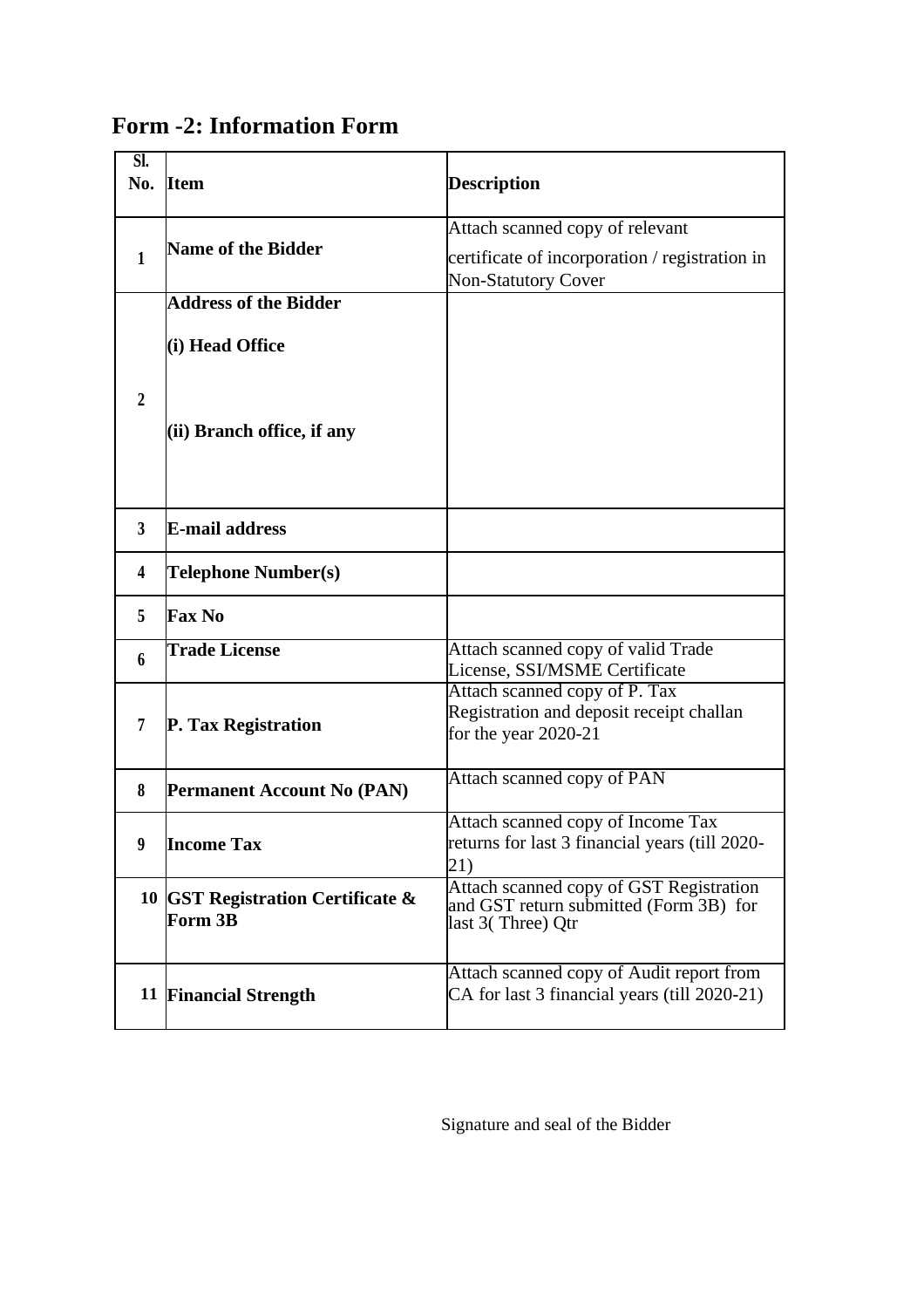## Form -2: Information Form

| Sl. No. | Item | Description |
|---|---|---|
| 1 | **Name of the Bidder** | Attach scanned copy of relevant certificate of incorporation / registration in Non-Statutory Cover |
| 2 | **Address of the Bidder**<br>**(i) Head Office**<br>**(ii) Branch office, if any** | |
| 3 | **E-mail address** | |
| 4 | **Telephone Number(s)** | |
| 5 | **Fax No** | |
| 6 | **Trade License** | Attach scanned copy of valid Trade License, SSI/MSME Certificate |
| 7 | **P. Tax Registration** | Attach scanned copy of P. Tax Registration and deposit receipt challan for the year 2020-21 |
| 8 | **Permanent Account No (PAN)** | Attach scanned copy of PAN |
| 9 | **Income Tax** | Attach scanned copy of Income Tax returns for last 3 financial years (till 2020-21) |
| 10 | **GST Registration Certificate & Form 3B** | Attach scanned copy of GST Registration and GST return submitted (Form 3B) for last 3( Three) Qtr |
| 11 | **Financial Strength** | Attach scanned copy of Audit report from CA for last 3 financial years (till 2020-21) |

Signature and seal of the Bidder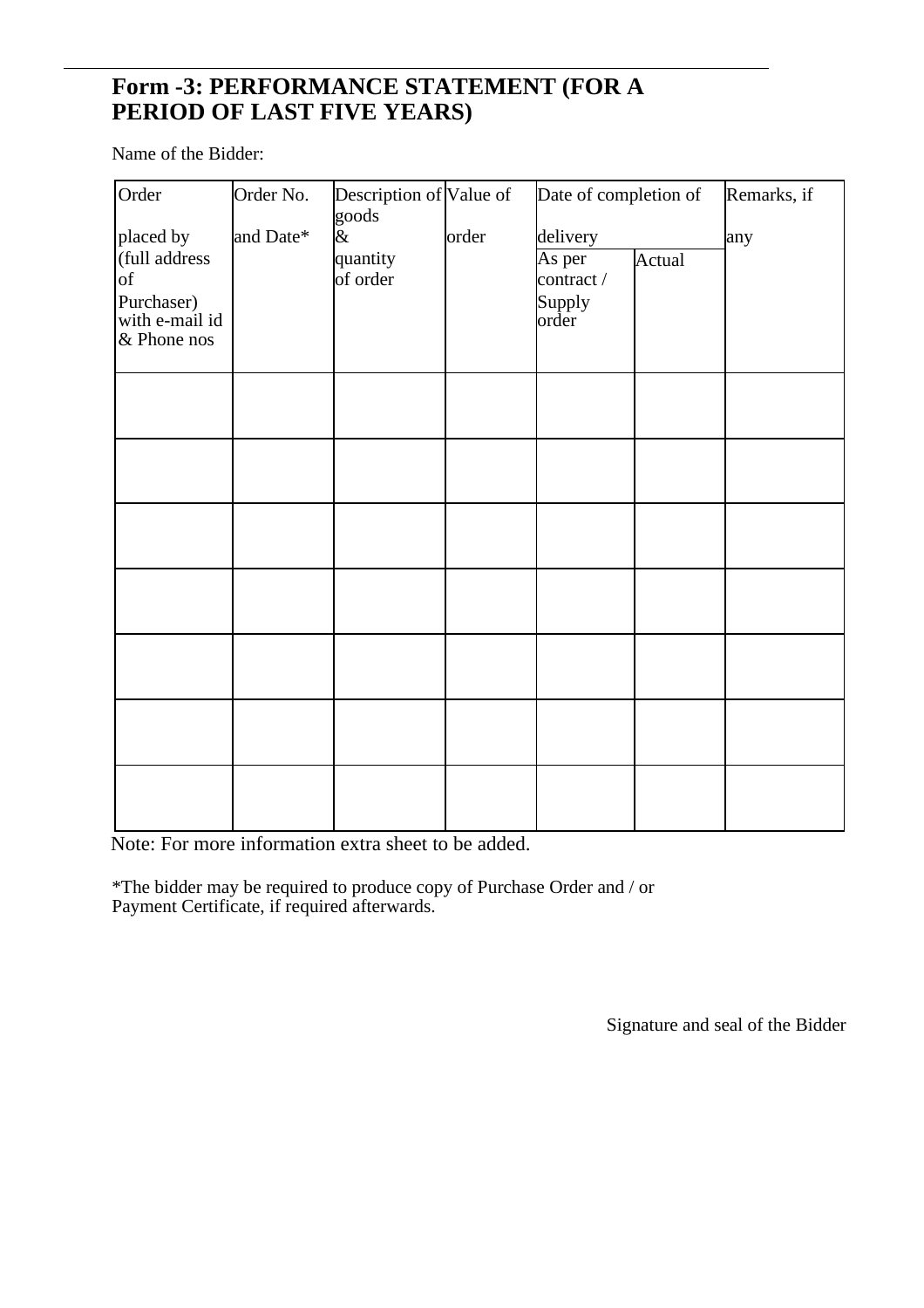## Form -3: PERFORMANCE STATEMENT (FOR A PERIOD OF LAST FIVE YEARS)

Name of the Bidder:

| Order placed by (full address of Purchaser) with e-mail id & Phone nos | Order No. and Date* | Description of goods & quantity of order | Value of order | Date of completion of delivery | | Remarks, if any |
|---|---|---|---|---|---|---|
| | | | | As per contract / Supply order | Actual | |
| | | | | | | |
| | | | | | | |
| | | | | | | |
| | | | | | | |
| | | | | | | |
| | | | | | | |
| | | | | | | |

Note: For more information extra sheet to be added.

*The bidder may be required to produce copy of Purchase Order and / or Payment Certificate, if required afterwards.

Signature and seal of the Bidder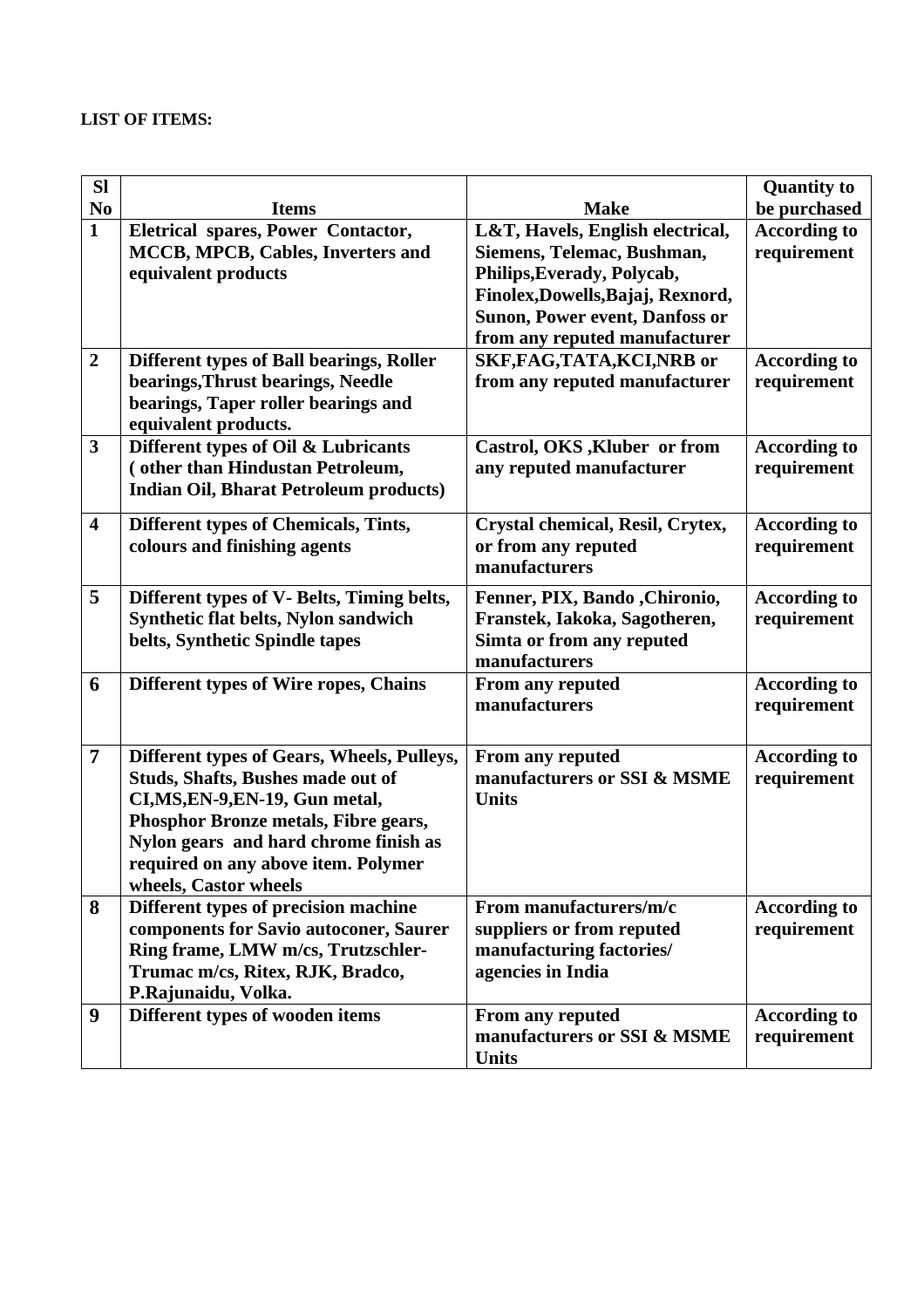**LIST OF ITEMS:**

| Sl No | Items | Make | Quantity to be purchased |
|---|---|---|---|
| 1 | Eletrical spares, Power Contactor, MCCB, MPCB, Cables, Inverters and equivalent products | L&T, Havels, English electrical, Siemens, Telemac, Bushman, Philips,Everady, Polycab, Finolex,Dowells,Bajaj, Rexnord, Sunon, Power event, Danfoss or from any reputed manufacturer | According to requirement |
| 2 | Different types of Ball bearings, Roller bearings,Thrust bearings, Needle bearings, Taper roller bearings and equivalent products. | SKF,FAG,TATA,KCI,NRB or from any reputed manufacturer | According to requirement |
| 3 | Different types of Oil & Lubricants ( other than Hindustan Petroleum, Indian Oil, Bharat Petroleum products) | Castrol, OKS ,Kluber or from any reputed manufacturer | According to requirement |
| 4 | Different types of Chemicals, Tints, colours and finishing agents | Crystal chemical, Resil, Crytex, or from any reputed manufacturers | According to requirement |
| 5 | Different types of V- Belts, Timing belts, Synthetic flat belts, Nylon sandwich belts, Synthetic Spindle tapes | Fenner, PIX, Bando ,Chironio, Franstek, Iakoka, Sagotheren, Simta or from any reputed manufacturers | According to requirement |
| 6 | Different types of Wire ropes, Chains | From any reputed manufacturers | According to requirement |
| 7 | Different types of Gears, Wheels, Pulleys, Studs, Shafts, Bushes made out of CI,MS,EN-9,EN-19, Gun metal, Phosphor Bronze metals, Fibre gears, Nylon gears and hard chrome finish as required on any above item. Polymer wheels, Castor wheels | From any reputed manufacturers or SSI & MSME Units | According to requirement |
| 8 | Different types of precision machine components for Savio autoconer, Saurer Ring frame, LMW m/cs, Trutzschler-Trumac m/cs, Ritex, RJK, Bradco, P.Rajunaidu, Volka. | From manufacturers/m/c suppliers or from reputed manufacturing factories/ agencies in India | According to requirement |
| 9 | Different types of wooden items | From any reputed manufacturers or SSI & MSME Units | According to requirement |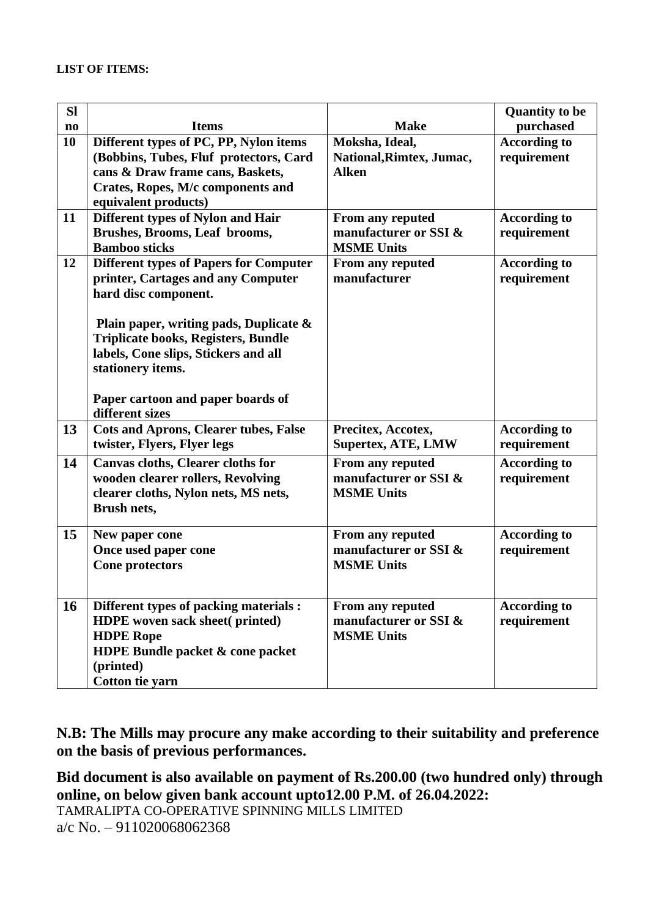**LIST OF ITEMS:**

| Sl no | Items | Make | Quantity to be purchased |
|---|---|---|---|
| **10** | **Different types of PC, PP, Nylon items (Bobbins, Tubes, Fluf protectors, Card cans & Draw frame cans, Baskets, Crates, Ropes, M/c components and equivalent products)** | **Moksha, Ideal, National,Rimtex, Jumac, Alken** | **According to requirement** |
| **11** | **Different types of Nylon and Hair Brushes, Brooms, Leaf brooms, Bamboo sticks** | **From any reputed manufacturer or SSI & MSME Units** | **According to requirement** |
| **12** | **Different types of Papers for Computer printer, Cartages and any Computer hard disc component.**<br><br>**Plain paper, writing pads, Duplicate & Triplicate books, Registers, Bundle labels, Cone slips, Stickers and all stationery items.**<br><br>**Paper cartoon and paper boards of different sizes** | **From any reputed manufacturer** | **According to requirement** |
| **13** | **Cots and Aprons, Clearer tubes, False twister, Flyers, Flyer legs** | **Precitex, Accotex, Supertex, ATE, LMW** | **According to requirement** |
| **14** | **Canvas cloths, Clearer cloths for wooden clearer rollers, Revolving clearer cloths, Nylon nets, MS nets, Brush nets,** | **From any reputed manufacturer or SSI & MSME Units** | **According to requirement** |
| **15** | **New paper cone**<br>**Once used paper cone**<br>**Cone protectors** | **From any reputed manufacturer or SSI & MSME Units** | **According to requirement** |
| **16** | **Different types of packing materials :**<br>**HDPE woven sack sheet( printed)**<br>**HDPE Rope**<br>**HDPE Bundle packet & cone packet (printed)**<br>**Cotton tie yarn** | **From any reputed manufacturer or SSI & MSME Units** | **According to requirement** |

**N.B: The Mills may procure any make according to their suitability and preference on the basis of previous performances.**

**Bid document is also available on payment of Rs.200.00 (two hundred only) through online, on below given bank account upto12.00 P.M. of 26.04.2022:**

TAMRALIPTA CO-OPERATIVE SPINNING MILLS LIMITED
a/c No. – 911020068062368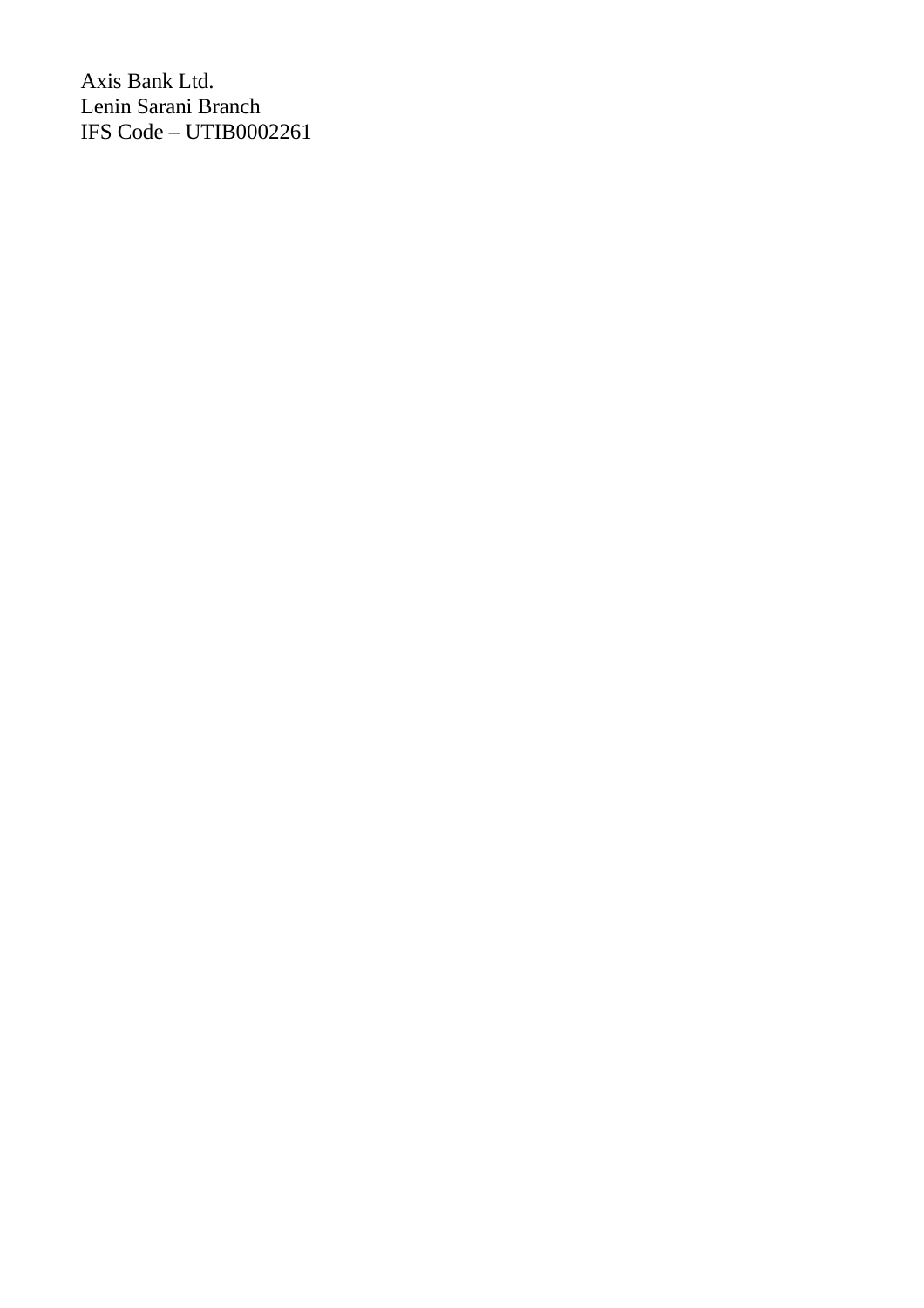Axis Bank Ltd.
Lenin Sarani Branch
IFS Code – UTIB0002261